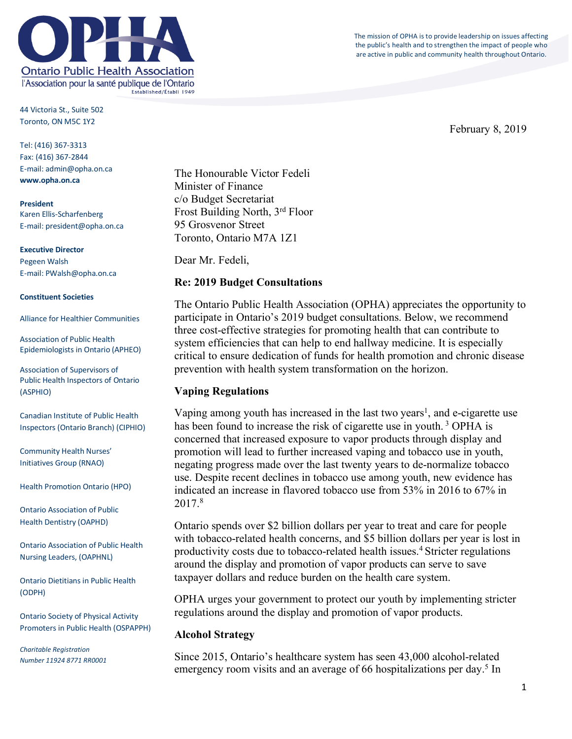# Ontario Public Health Association

l'Association pour la santé publique de l'Ontario

Established/Établi 1949

The mission of OPHA is to provide leadership on issues affecting the public's health and to strengthen the impact of people who are active in public and community health throughout Ontario.

44 Victoria St., Suite 502
Toronto, ON M5C 1Y2

Tel: (416) 367-3313
Fax: (416) 367-2844
E-mail: admin@opha.on.ca
**www.opha.on.ca**

**President**
Karen Ellis-Scharfenberg
E-mail: president@opha.on.ca

**Executive Director**
Pegeen Walsh
E-mail: PWalsh@opha.on.ca

**Constituent Societies**

Alliance for Healthier Communities

Association of Public Health Epidemiologists in Ontario (APHEO)

Association of Supervisors of Public Health Inspectors of Ontario (ASPHIO)

Canadian Institute of Public Health Inspectors (Ontario Branch) (CIPHIO)

Community Health Nurses' Initiatives Group (RNAO)

Health Promotion Ontario (HPO)

Ontario Association of Public Health Dentistry (OAPHD)

Ontario Association of Public Health Nursing Leaders, (OAPHNL)

Ontario Dietitians in Public Health (ODPH)

Ontario Society of Physical Activity Promoters in Public Health (OSPAPPH)

*Charitable Registration Number 11924 8771 RR0001*

February 8, 2019

The Honourable Victor Fedeli
Minister of Finance
c/o Budget Secretariat
Frost Building North, 3rd Floor
95 Grosvenor Street
Toronto, Ontario M7A 1Z1

Dear Mr. Fedeli,

**Re: 2019 Budget Consultations**

The Ontario Public Health Association (OPHA) appreciates the opportunity to participate in Ontario's 2019 budget consultations. Below, we recommend three cost-effective strategies for promoting health that can contribute to system efficiencies that can help to end hallway medicine. It is especially critical to ensure dedication of funds for health promotion and chronic disease prevention with health system transformation on the horizon.

## Vaping Regulations

Vaping among youth has increased in the last two years[1], and e-cigarette use has been found to increase the risk of cigarette use in youth. [3] OPHA is concerned that increased exposure to vapor products through display and promotion will lead to further increased vaping and tobacco use in youth, negating progress made over the last twenty years to de-normalize tobacco use. Despite recent declines in tobacco use among youth, new evidence has indicated an increase in flavored tobacco use from 53% in 2016 to 67% in 2017.[8]

Ontario spends over $2 billion dollars per year to treat and care for people with tobacco-related health concerns, and $5 billion dollars per year is lost in productivity costs due to tobacco-related health issues.[4] Stricter regulations around the display and promotion of vapor products can serve to save taxpayer dollars and reduce burden on the health care system.

OPHA urges your government to protect our youth by implementing stricter regulations around the display and promotion of vapor products.

## Alcohol Strategy

Since 2015, Ontario's healthcare system has seen 43,000 alcohol-related emergency room visits and an average of 66 hospitalizations per day.[5] In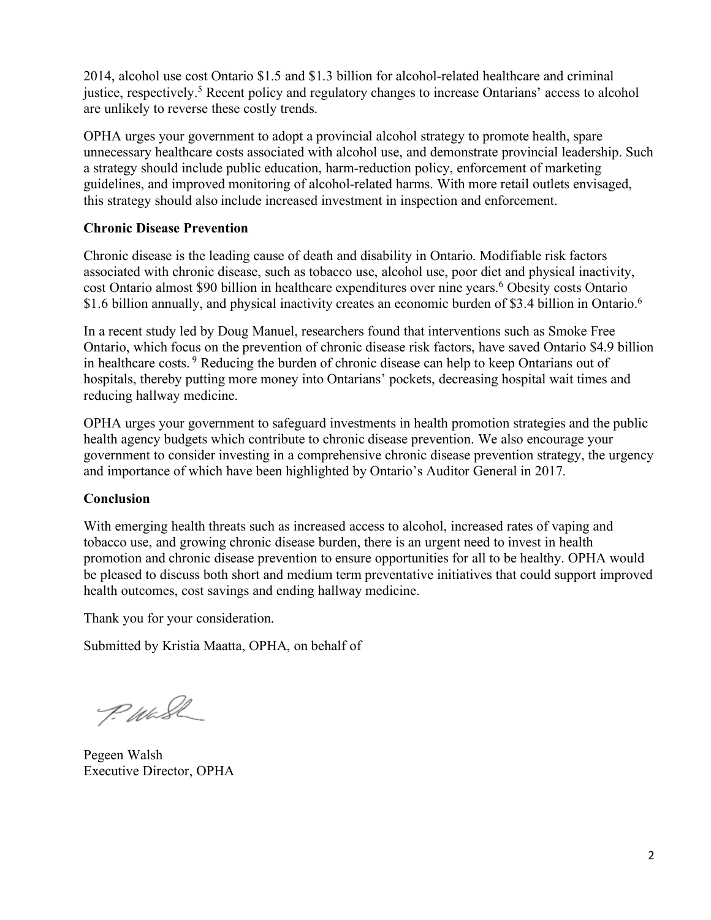2014, alcohol use cost Ontario $1.5 and $1.3 billion for alcohol-related healthcare and criminal justice, respectively.[5] Recent policy and regulatory changes to increase Ontarians' access to alcohol are unlikely to reverse these costly trends.

OPHA urges your government to adopt a provincial alcohol strategy to promote health, spare unnecessary healthcare costs associated with alcohol use, and demonstrate provincial leadership. Such a strategy should include public education, harm-reduction policy, enforcement of marketing guidelines, and improved monitoring of alcohol-related harms. With more retail outlets envisaged, this strategy should also include increased investment in inspection and enforcement.

**Chronic Disease Prevention**

Chronic disease is the leading cause of death and disability in Ontario. Modifiable risk factors associated with chronic disease, such as tobacco use, alcohol use, poor diet and physical inactivity, cost Ontario almost $90 billion in healthcare expenditures over nine years.[6] Obesity costs Ontario $1.6 billion annually, and physical inactivity creates an economic burden of $3.4 billion in Ontario.[6]

In a recent study led by Doug Manuel, researchers found that interventions such as Smoke Free Ontario, which focus on the prevention of chronic disease risk factors, have saved Ontario $4.9 billion in healthcare costs.[9] Reducing the burden of chronic disease can help to keep Ontarians out of hospitals, thereby putting more money into Ontarians' pockets, decreasing hospital wait times and reducing hallway medicine.

OPHA urges your government to safeguard investments in health promotion strategies and the public health agency budgets which contribute to chronic disease prevention. We also encourage your government to consider investing in a comprehensive chronic disease prevention strategy, the urgency and importance of which have been highlighted by Ontario's Auditor General in 2017.

**Conclusion**

With emerging health threats such as increased access to alcohol, increased rates of vaping and tobacco use, and growing chronic disease burden, there is an urgent need to invest in health promotion and chronic disease prevention to ensure opportunities for all to be healthy. OPHA would be pleased to discuss both short and medium term preventative initiatives that could support improved health outcomes, cost savings and ending hallway medicine.

Thank you for your consideration.

Submitted by Kristia Maatta, OPHA, on behalf of

Pegeen Walsh
Executive Director, OPHA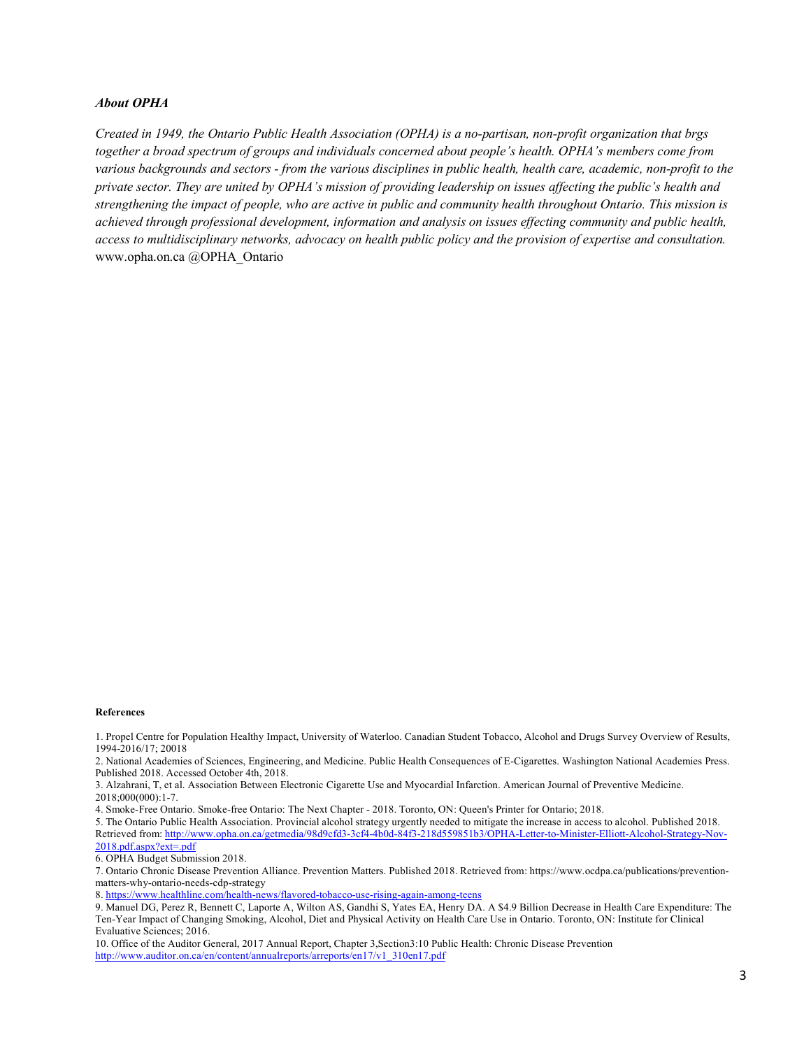***About OPHA***

*Created in 1949, the Ontario Public Health Association (OPHA) is a no-partisan, non-profit organization that brgs together a broad spectrum of groups and individuals concerned about people's health. OPHA's members come from various backgrounds and sectors - from the various disciplines in public health, health care, academic, non-profit to the private sector. They are united by OPHA's mission of providing leadership on issues affecting the public's health and strengthening the impact of people, who are active in public and community health throughout Ontario. This mission is achieved through professional development, information and analysis on issues effecting community and public health, access to multidisciplinary networks, advocacy on health public policy and the provision of expertise and consultation.*
www.opha.on.ca @OPHA_Ontario

**References**

1. Propel Centre for Population Healthy Impact, University of Waterloo. Canadian Student Tobacco, Alcohol and Drugs Survey Overview of Results, 1994-2016/17; 20018
2. National Academies of Sciences, Engineering, and Medicine. Public Health Consequences of E-Cigarettes. Washington National Academies Press. Published 2018. Accessed October 4th, 2018.
3. Alzahrani, T, et al. Association Between Electronic Cigarette Use and Myocardial Infarction. American Journal of Preventive Medicine. 2018;000(000):1-7.
4. Smoke-Free Ontario. Smoke-free Ontario: The Next Chapter - 2018. Toronto, ON: Queen's Printer for Ontario; 2018.
5. The Ontario Public Health Association. Provincial alcohol strategy urgently needed to mitigate the increase in access to alcohol. Published 2018. Retrieved from: http://www.opha.on.ca/getmedia/98d9cfd3-3cf4-4b0d-84f3-218d559851b3/OPHA-Letter-to-Minister-Elliott-Alcohol-Strategy-Nov-2018.pdf.aspx?ext=.pdf
6. OPHA Budget Submission 2018.
7. Ontario Chronic Disease Prevention Alliance. Prevention Matters. Published 2018. Retrieved from: https://www.ocdpa.ca/publications/prevention-matters-why-ontario-needs-cdp-strategy
8. https://www.healthline.com/health-news/flavored-tobacco-use-rising-again-among-teens
9. Manuel DG, Perez R, Bennett C, Laporte A, Wilton AS, Gandhi S, Yates EA, Henry DA. A $4.9 Billion Decrease in Health Care Expenditure: The Ten-Year Impact of Changing Smoking, Alcohol, Diet and Physical Activity on Health Care Use in Ontario. Toronto, ON: Institute for Clinical Evaluative Sciences; 2016.
10. Office of the Auditor General, 2017 Annual Report, Chapter 3,Section3:10 Public Health: Chronic Disease Prevention http://www.auditor.on.ca/en/content/annualreports/arreports/en17/v1_310en17.pdf